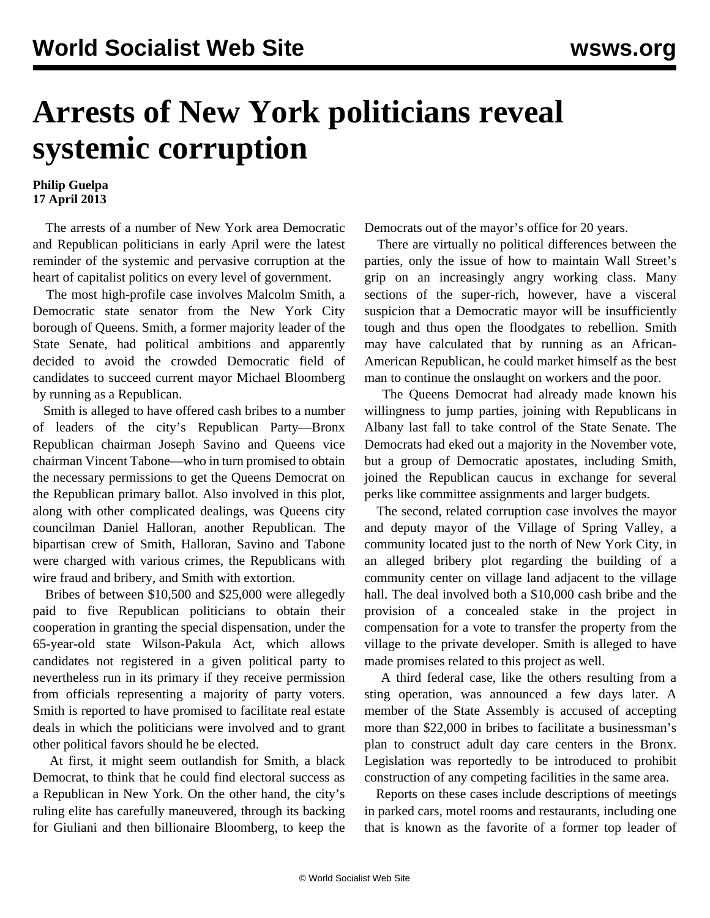# Arrests of New York politicians reveal systemic corruption

**Philip Guelpa**
**17 April 2013**

The arrests of a number of New York area Democratic and Republican politicians in early April were the latest reminder of the systemic and pervasive corruption at the heart of capitalist politics on every level of government.

The most high-profile case involves Malcolm Smith, a Democratic state senator from the New York City borough of Queens. Smith, a former majority leader of the State Senate, had political ambitions and apparently decided to avoid the crowded Democratic field of candidates to succeed current mayor Michael Bloomberg by running as a Republican.

Smith is alleged to have offered cash bribes to a number of leaders of the city's Republican Party—Bronx Republican chairman Joseph Savino and Queens vice chairman Vincent Tabone—who in turn promised to obtain the necessary permissions to get the Queens Democrat on the Republican primary ballot. Also involved in this plot, along with other complicated dealings, was Queens city councilman Daniel Halloran, another Republican. The bipartisan crew of Smith, Halloran, Savino and Tabone were charged with various crimes, the Republicans with wire fraud and bribery, and Smith with extortion.

Bribes of between $10,500 and $25,000 were allegedly paid to five Republican politicians to obtain their cooperation in granting the special dispensation, under the 65-year-old state Wilson-Pakula Act, which allows candidates not registered in a given political party to nevertheless run in its primary if they receive permission from officials representing a majority of party voters. Smith is reported to have promised to facilitate real estate deals in which the politicians were involved and to grant other political favors should he be elected.

At first, it might seem outlandish for Smith, a black Democrat, to think that he could find electoral success as a Republican in New York. On the other hand, the city's ruling elite has carefully maneuvered, through its backing for Giuliani and then billionaire Bloomberg, to keep the Democrats out of the mayor's office for 20 years.

There are virtually no political differences between the parties, only the issue of how to maintain Wall Street's grip on an increasingly angry working class. Many sections of the super-rich, however, have a visceral suspicion that a Democratic mayor will be insufficiently tough and thus open the floodgates to rebellion. Smith may have calculated that by running as an African-American Republican, he could market himself as the best man to continue the onslaught on workers and the poor.

The Queens Democrat had already made known his willingness to jump parties, joining with Republicans in Albany last fall to take control of the State Senate. The Democrats had eked out a majority in the November vote, but a group of Democratic apostates, including Smith, joined the Republican caucus in exchange for several perks like committee assignments and larger budgets.

The second, related corruption case involves the mayor and deputy mayor of the Village of Spring Valley, a community located just to the north of New York City, in an alleged bribery plot regarding the building of a community center on village land adjacent to the village hall. The deal involved both a $10,000 cash bribe and the provision of a concealed stake in the project in compensation for a vote to transfer the property from the village to the private developer. Smith is alleged to have made promises related to this project as well.

A third federal case, like the others resulting from a sting operation, was announced a few days later. A member of the State Assembly is accused of accepting more than $22,000 in bribes to facilitate a businessman's plan to construct adult day care centers in the Bronx. Legislation was reportedly to be introduced to prohibit construction of any competing facilities in the same area.

Reports on these cases include descriptions of meetings in parked cars, motel rooms and restaurants, including one that is known as the favorite of a former top leader of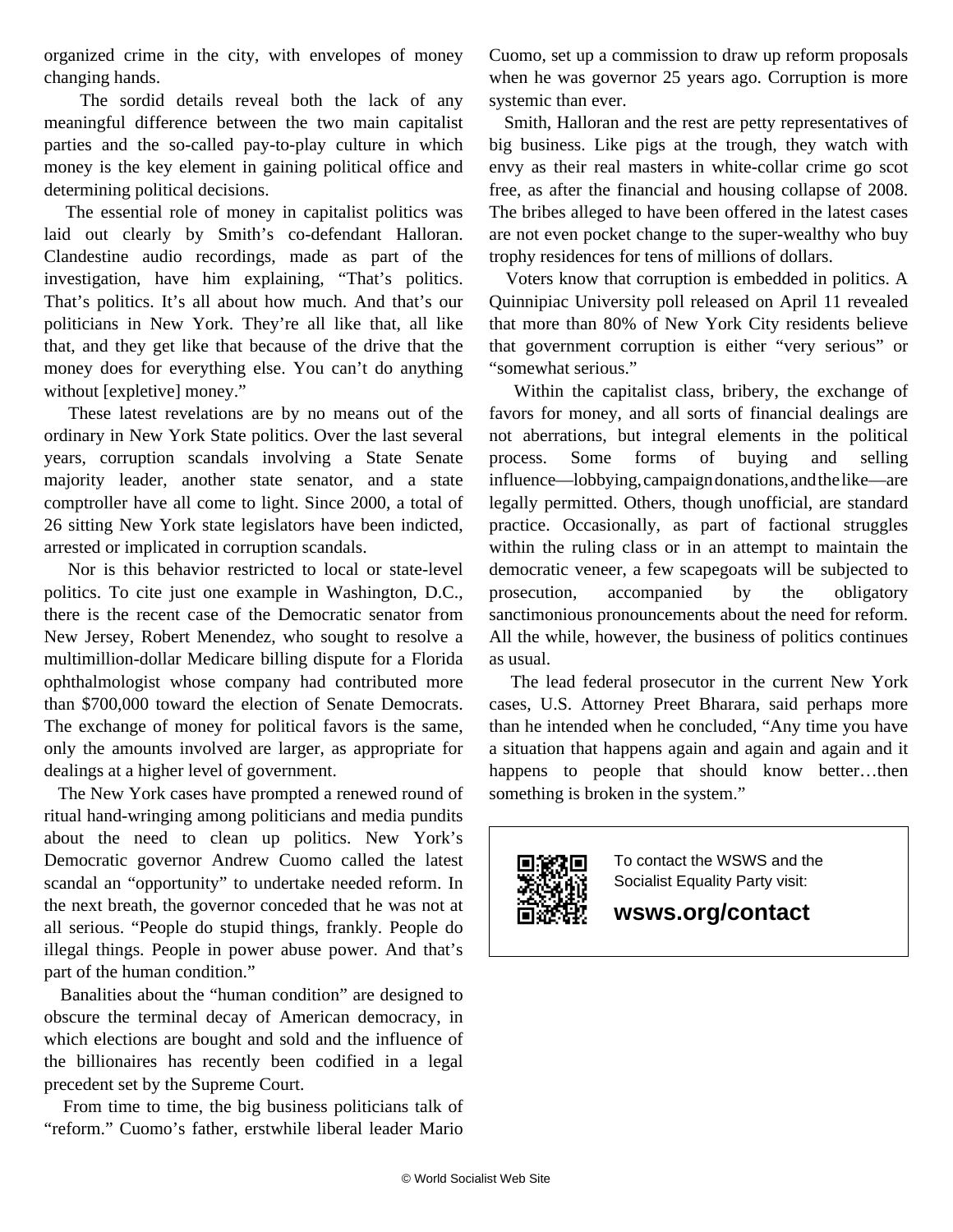organized crime in the city, with envelopes of money changing hands.

The sordid details reveal both the lack of any meaningful difference between the two main capitalist parties and the so-called pay-to-play culture in which money is the key element in gaining political office and determining political decisions.

The essential role of money in capitalist politics was laid out clearly by Smith's co-defendant Halloran. Clandestine audio recordings, made as part of the investigation, have him explaining, "That's politics. That's politics. It's all about how much. And that's our politicians in New York. They're all like that, all like that, and they get like that because of the drive that the money does for everything else. You can't do anything without [expletive] money."

These latest revelations are by no means out of the ordinary in New York State politics. Over the last several years, corruption scandals involving a State Senate majority leader, another state senator, and a state comptroller have all come to light. Since 2000, a total of 26 sitting New York state legislators have been indicted, arrested or implicated in corruption scandals.

Nor is this behavior restricted to local or state-level politics. To cite just one example in Washington, D.C., there is the recent case of the Democratic senator from New Jersey, Robert Menendez, who sought to resolve a multimillion-dollar Medicare billing dispute for a Florida ophthalmologist whose company had contributed more than $700,000 toward the election of Senate Democrats. The exchange of money for political favors is the same, only the amounts involved are larger, as appropriate for dealings at a higher level of government.

The New York cases have prompted a renewed round of ritual hand-wringing among politicians and media pundits about the need to clean up politics. New York's Democratic governor Andrew Cuomo called the latest scandal an "opportunity" to undertake needed reform. In the next breath, the governor conceded that he was not at all serious. "People do stupid things, frankly. People do illegal things. People in power abuse power. And that's part of the human condition."

Banalities about the "human condition" are designed to obscure the terminal decay of American democracy, in which elections are bought and sold and the influence of the billionaires has recently been codified in a legal precedent set by the Supreme Court.

From time to time, the big business politicians talk of "reform." Cuomo's father, erstwhile liberal leader Mario Cuomo, set up a commission to draw up reform proposals when he was governor 25 years ago. Corruption is more systemic than ever.

Smith, Halloran and the rest are petty representatives of big business. Like pigs at the trough, they watch with envy as their real masters in white-collar crime go scot free, as after the financial and housing collapse of 2008. The bribes alleged to have been offered in the latest cases are not even pocket change to the super-wealthy who buy trophy residences for tens of millions of dollars.

Voters know that corruption is embedded in politics. A Quinnipiac University poll released on April 11 revealed that more than 80% of New York City residents believe that government corruption is either "very serious" or "somewhat serious."

Within the capitalist class, bribery, the exchange of favors for money, and all sorts of financial dealings are not aberrations, but integral elements in the political process. Some forms of buying and selling influence—lobbying, campaign donations, and the like—are legally permitted. Others, though unofficial, are standard practice. Occasionally, as part of factional struggles within the ruling class or in an attempt to maintain the democratic veneer, a few scapegoats will be subjected to prosecution, accompanied by the obligatory sanctimonious pronouncements about the need for reform. All the while, however, the business of politics continues as usual.

The lead federal prosecutor in the current New York cases, U.S. Attorney Preet Bharara, said perhaps more than he intended when he concluded, "Any time you have a situation that happens again and again and again and it happens to people that should know better…then something is broken in the system."

To contact the WSWS and the Socialist Equality Party visit:

**wsws.org/contact**